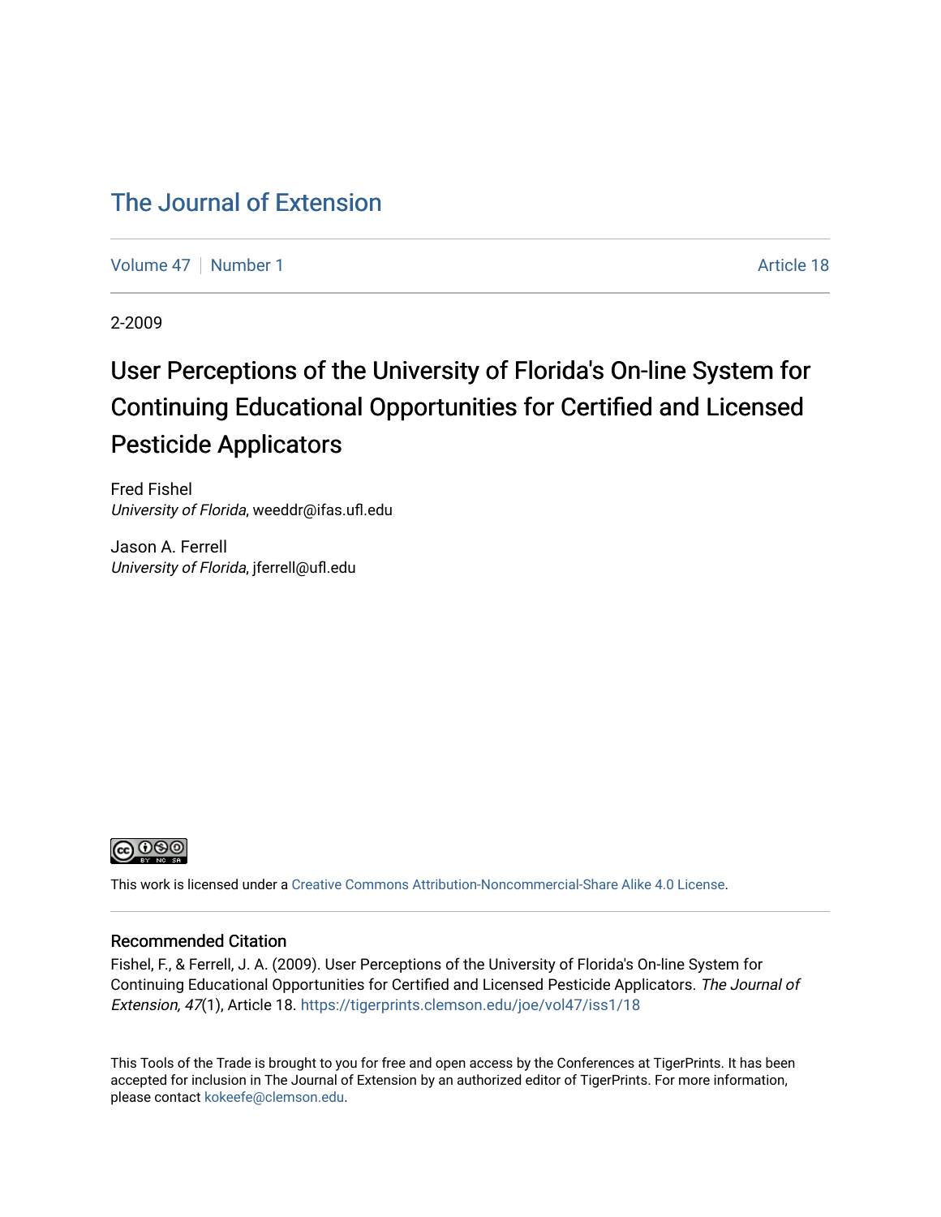# The Journal of Extension

Volume 47 | Number 1 | Article 18

2-2009

## User Perceptions of the University of Florida's On-line System for Continuing Educational Opportunities for Certified and Licensed Pesticide Applicators

Fred Fishel
*University of Florida*, weeddr@ifas.ufl.edu

Jason A. Ferrell
*University of Florida*, jferrell@ufl.edu

This work is licensed under a Creative Commons Attribution-Noncommercial-Share Alike 4.0 License.

### Recommended Citation

Fishel, F., & Ferrell, J. A. (2009). User Perceptions of the University of Florida's On-line System for Continuing Educational Opportunities for Certified and Licensed Pesticide Applicators. *The Journal of Extension, 47*(1), Article 18. https://tigerprints.clemson.edu/joe/vol47/iss1/18

This Tools of the Trade is brought to you for free and open access by the Conferences at TigerPrints. It has been accepted for inclusion in The Journal of Extension by an authorized editor of TigerPrints. For more information, please contact kokeefe@clemson.edu.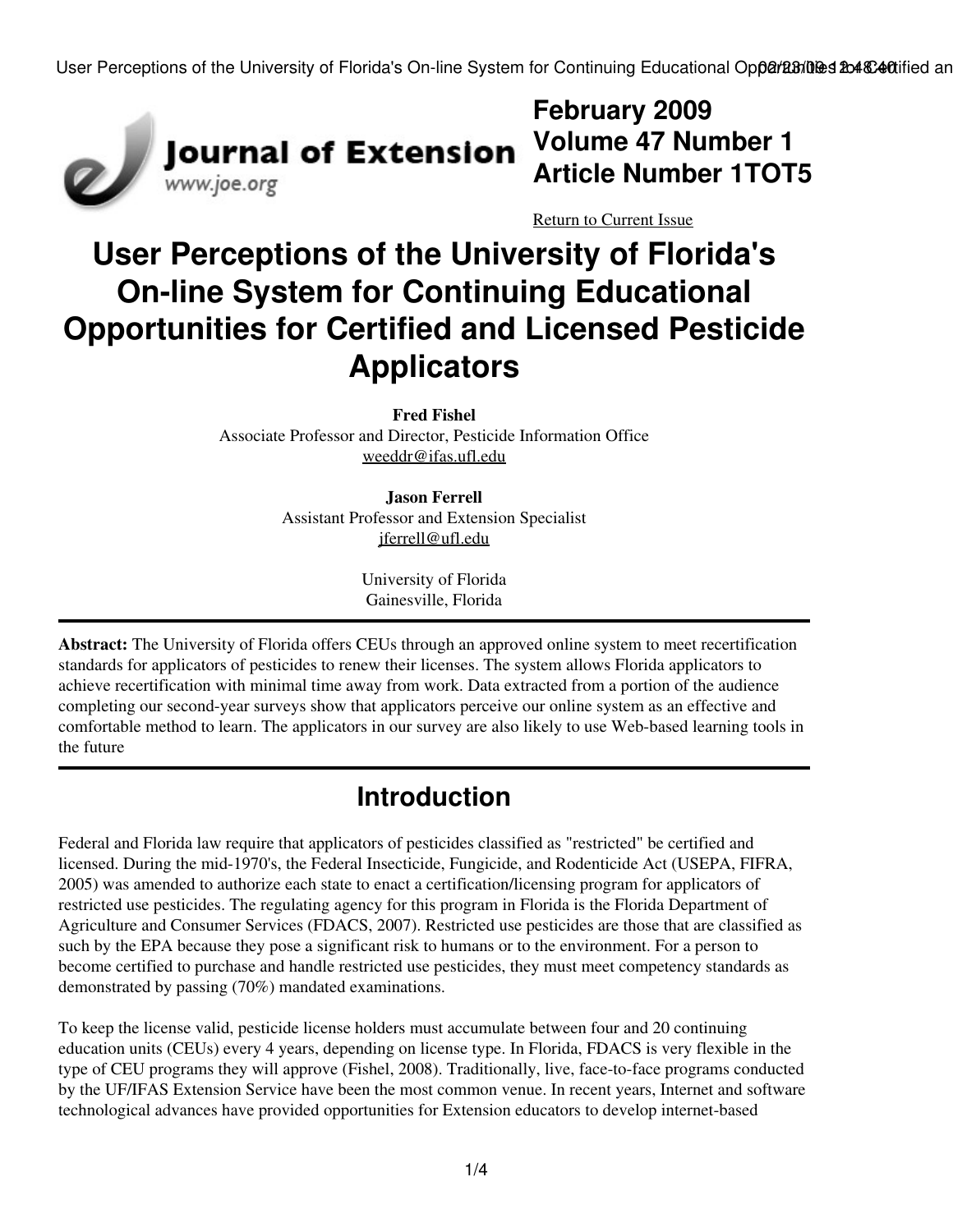# February 2009 Volume 47 Number 1 Article Number 1TOT5

Return to Current Issue

# User Perceptions of the University of Florida's On-line System for Continuing Educational Opportunities for Certified and Licensed Pesticide Applicators

**Fred Fishel**
Associate Professor and Director, Pesticide Information Office
weeddr@ifas.ufl.edu

**Jason Ferrell**
Assistant Professor and Extension Specialist
jferrell@ufl.edu

University of Florida
Gainesville, Florida

---

**Abstract:** The University of Florida offers CEUs through an approved online system to meet recertification standards for applicators of pesticides to renew their licenses. The system allows Florida applicators to achieve recertification with minimal time away from work. Data extracted from a portion of the audience completing our second-year surveys show that applicators perceive our online system as an effective and comfortable method to learn. The applicators in our survey are also likely to use Web-based learning tools in the future

---

## Introduction

Federal and Florida law require that applicators of pesticides classified as "restricted" be certified and licensed. During the mid-1970's, the Federal Insecticide, Fungicide, and Rodenticide Act (USEPA, FIFRA, 2005) was amended to authorize each state to enact a certification/licensing program for applicators of restricted use pesticides. The regulating agency for this program in Florida is the Florida Department of Agriculture and Consumer Services (FDACS, 2007). Restricted use pesticides are those that are classified as such by the EPA because they pose a significant risk to humans or to the environment. For a person to become certified to purchase and handle restricted use pesticides, they must meet competency standards as demonstrated by passing (70%) mandated examinations.

To keep the license valid, pesticide license holders must accumulate between four and 20 continuing education units (CEUs) every 4 years, depending on license type. In Florida, FDACS is very flexible in the type of CEU programs they will approve (Fishel, 2008). Traditionally, live, face-to-face programs conducted by the UF/IFAS Extension Service have been the most common venue. In recent years, Internet and software technological advances have provided opportunities for Extension educators to develop internet-based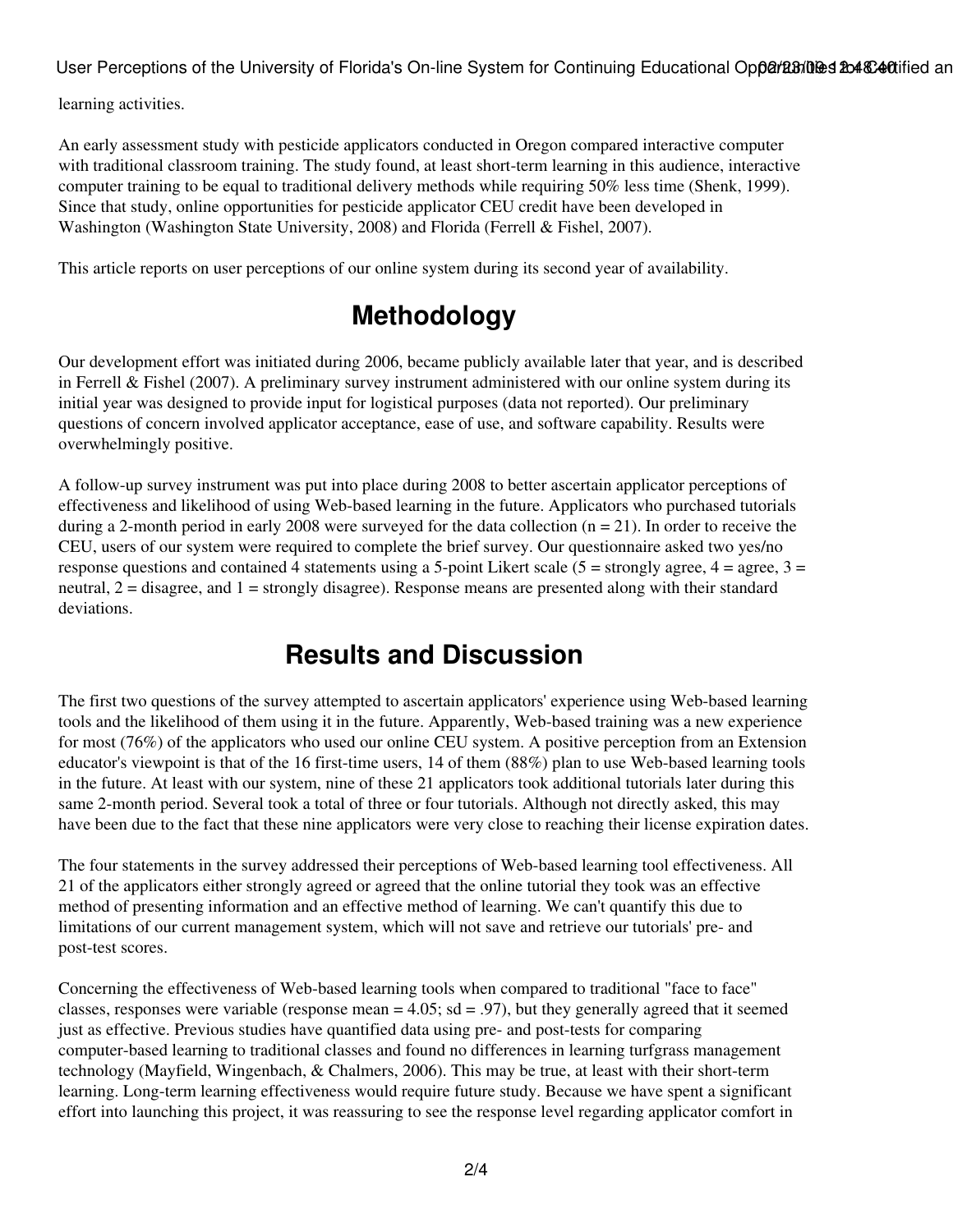learning activities.

An early assessment study with pesticide applicators conducted in Oregon compared interactive computer with traditional classroom training. The study found, at least short-term learning in this audience, interactive computer training to be equal to traditional delivery methods while requiring 50% less time (Shenk, 1999). Since that study, online opportunities for pesticide applicator CEU credit have been developed in Washington (Washington State University, 2008) and Florida (Ferrell & Fishel, 2007).

This article reports on user perceptions of our online system during its second year of availability.

## Methodology

Our development effort was initiated during 2006, became publicly available later that year, and is described in Ferrell & Fishel (2007). A preliminary survey instrument administered with our online system during its initial year was designed to provide input for logistical purposes (data not reported). Our preliminary questions of concern involved applicator acceptance, ease of use, and software capability. Results were overwhelmingly positive.

A follow-up survey instrument was put into place during 2008 to better ascertain applicator perceptions of effectiveness and likelihood of using Web-based learning in the future. Applicators who purchased tutorials during a 2-month period in early 2008 were surveyed for the data collection ($n = 21$). In order to receive the CEU, users of our system were required to complete the brief survey. Our questionnaire asked two yes/no response questions and contained 4 statements using a 5-point Likert scale (5 = strongly agree, 4 = agree, 3 = neutral, 2 = disagree, and 1 = strongly disagree). Response means are presented along with their standard deviations.

## Results and Discussion

The first two questions of the survey attempted to ascertain applicators' experience using Web-based learning tools and the likelihood of them using it in the future. Apparently, Web-based training was a new experience for most (76%) of the applicators who used our online CEU system. A positive perception from an Extension educator's viewpoint is that of the 16 first-time users, 14 of them (88%) plan to use Web-based learning tools in the future. At least with our system, nine of these 21 applicators took additional tutorials later during this same 2-month period. Several took a total of three or four tutorials. Although not directly asked, this may have been due to the fact that these nine applicators were very close to reaching their license expiration dates.

The four statements in the survey addressed their perceptions of Web-based learning tool effectiveness. All 21 of the applicators either strongly agreed or agreed that the online tutorial they took was an effective method of presenting information and an effective method of learning. We can't quantify this due to limitations of our current management system, which will not save and retrieve our tutorials' pre- and post-test scores.

Concerning the effectiveness of Web-based learning tools when compared to traditional "face to face" classes, responses were variable (response mean = 4.05; sd = .97), but they generally agreed that it seemed just as effective. Previous studies have quantified data using pre- and post-tests for comparing computer-based learning to traditional classes and found no differences in learning turfgrass management technology (Mayfield, Wingenbach, & Chalmers, 2006). This may be true, at least with their short-term learning. Long-term learning effectiveness would require future study. Because we have spent a significant effort into launching this project, it was reassuring to see the response level regarding applicator comfort in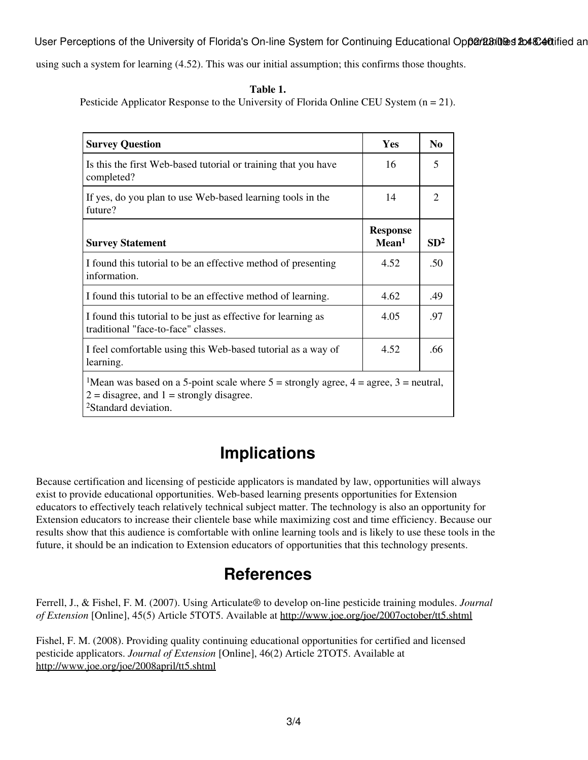using such a system for learning (4.52). This was our initial assumption; this confirms those thoughts.

**Table 1.**
Pesticide Applicator Response to the University of Florida Online CEU System (n = 21).

| Survey Question | Yes | No |
|---|---|---|
| Is this the first Web-based tutorial or training that you have completed? | 16 | 5 |
| If yes, do you plan to use Web-based learning tools in the future? | 14 | 2 |
| **Survey Statement** | **Response Mean[1]** | **SD[2]** |
| I found this tutorial to be an effective method of presenting information. | 4.52 | .50 |
| I found this tutorial to be an effective method of learning. | 4.62 | .49 |
| I found this tutorial to be just as effective for learning as traditional "face-to-face" classes. | 4.05 | .97 |
| I feel comfortable using this Web-based tutorial as a way of learning. | 4.52 | .66 |

[1]Mean was based on a 5-point scale where 5 = strongly agree, 4 = agree, 3 = neutral, 2 = disagree, and 1 = strongly disagree.
[2]Standard deviation.

## Implications

Because certification and licensing of pesticide applicators is mandated by law, opportunities will always exist to provide educational opportunities. Web-based learning presents opportunities for Extension educators to effectively teach relatively technical subject matter. The technology is also an opportunity for Extension educators to increase their clientele base while maximizing cost and time efficiency. Because our results show that this audience is comfortable with online learning tools and is likely to use these tools in the future, it should be an indication to Extension educators of opportunities that this technology presents.

## References

Ferrell, J., & Fishel, F. M. (2007). Using Articulate® to develop on-line pesticide training modules. *Journal of Extension* [Online], 45(5) Article 5TOT5. Available at http://www.joe.org/joe/2007october/tt5.shtml

Fishel, F. M. (2008). Providing quality continuing educational opportunities for certified and licensed pesticide applicators. *Journal of Extension* [Online], 46(2) Article 2TOT5. Available at http://www.joe.org/joe/2008april/tt5.shtml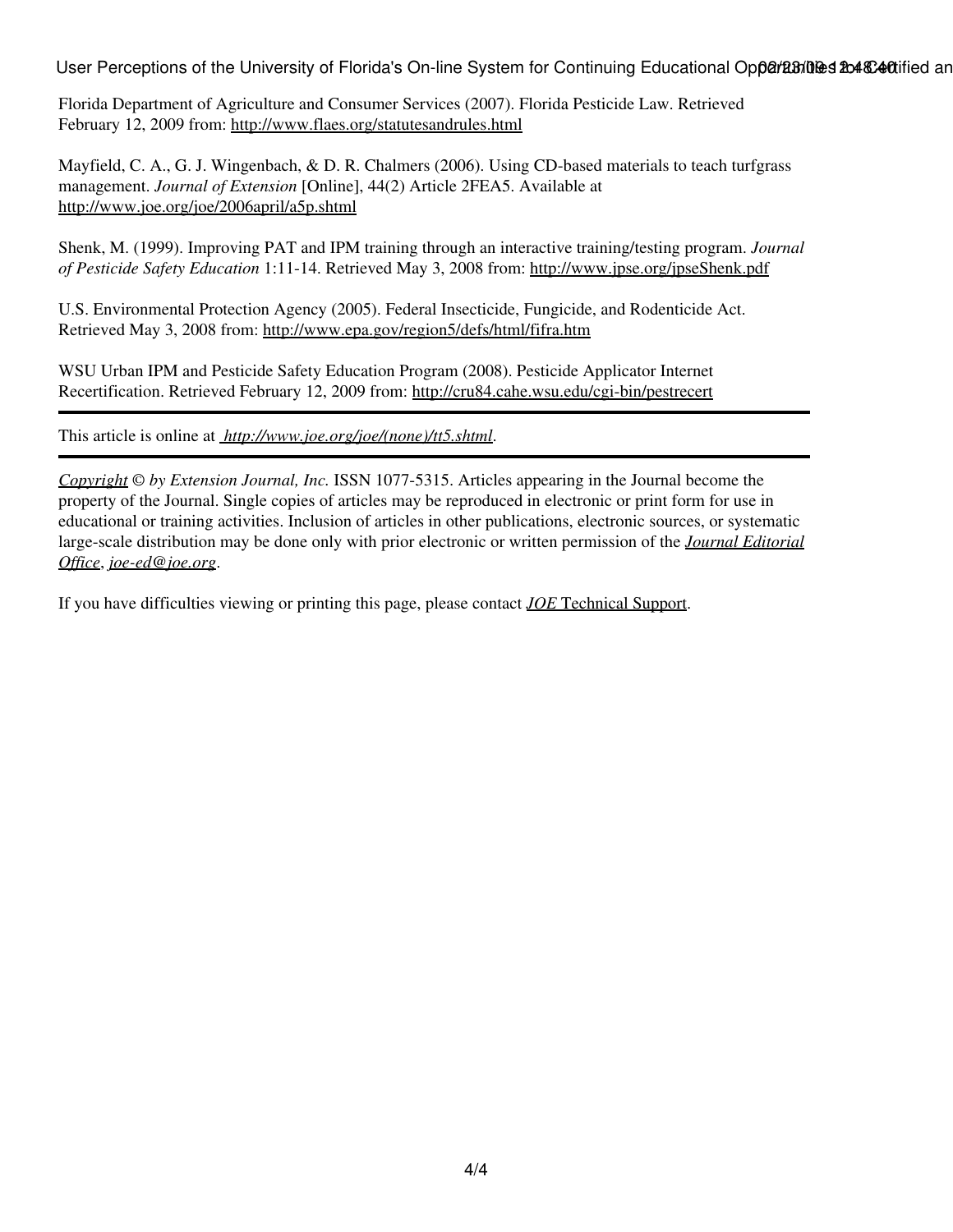Florida Department of Agriculture and Consumer Services (2007). Florida Pesticide Law. Retrieved February 12, 2009 from: http://www.flaes.org/statutesandrules.html

Mayfield, C. A., G. J. Wingenbach, & D. R. Chalmers (2006). Using CD-based materials to teach turfgrass management. *Journal of Extension* [Online], 44(2) Article 2FEA5. Available at http://www.joe.org/joe/2006april/a5p.shtml

Shenk, M. (1999). Improving PAT and IPM training through an interactive training/testing program. *Journal of Pesticide Safety Education* 1:11-14. Retrieved May 3, 2008 from: http://www.jpse.org/jpseShenk.pdf

U.S. Environmental Protection Agency (2005). Federal Insecticide, Fungicide, and Rodenticide Act. Retrieved May 3, 2008 from: http://www.epa.gov/region5/defs/html/fifra.htm

WSU Urban IPM and Pesticide Safety Education Program (2008). Pesticide Applicator Internet Recertification. Retrieved February 12, 2009 from: http://cru84.cahe.wsu.edu/cgi-bin/pestrecert

---

This article is online at *http://www.joe.org/joe/(none)/tt5.shtml*.

---

*Copyright* © *by Extension Journal, Inc.* ISSN 1077-5315. Articles appearing in the Journal become the property of the Journal. Single copies of articles may be reproduced in electronic or print form for use in educational or training activities. Inclusion of articles in other publications, electronic sources, or systematic large-scale distribution may be done only with prior electronic or written permission of the *Journal Editorial Office*, *joe-ed@joe.org*.

If you have difficulties viewing or printing this page, please contact *JOE* Technical Support.